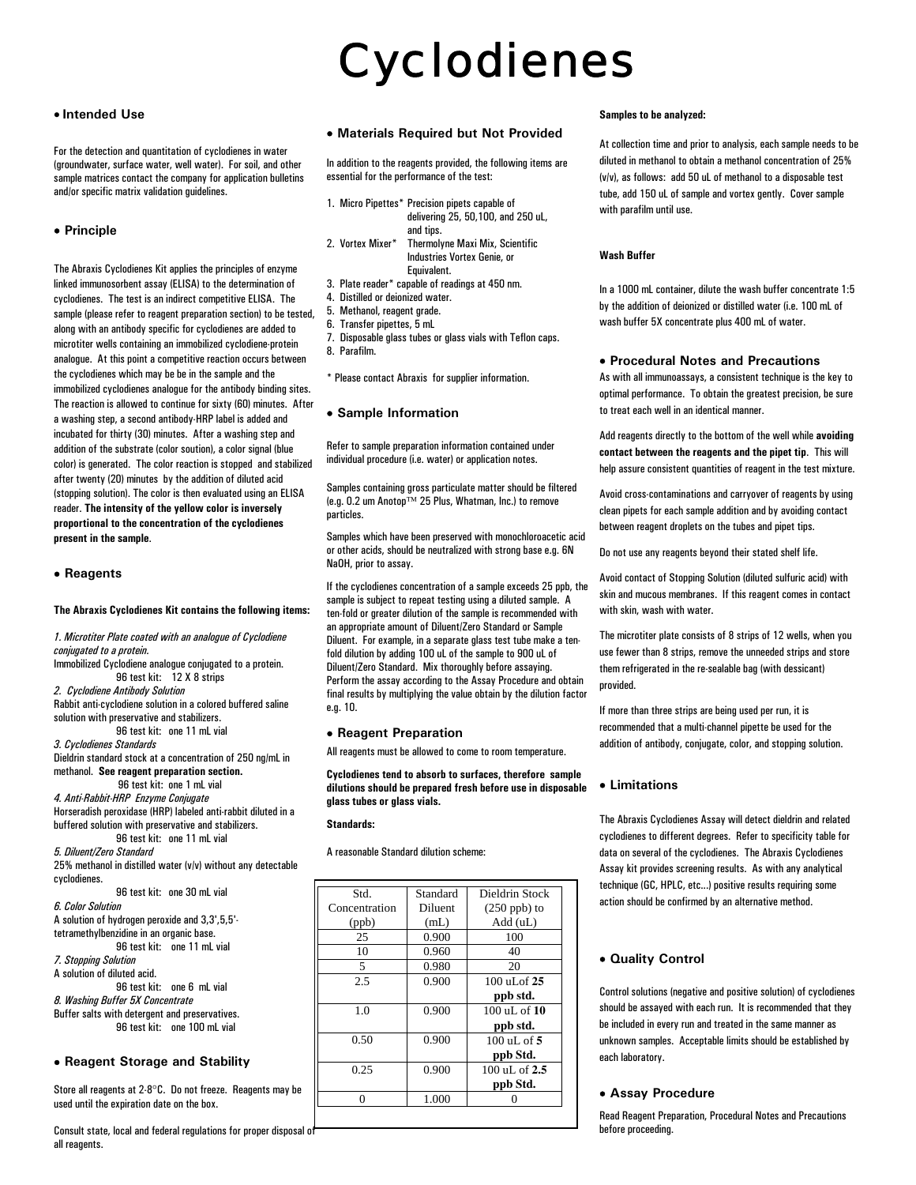# Cyclodienes

## • Intended Use

For the detection and quantitation of cyclodienes in water (groundwater, surface water, well water). For soil, and other sample matrices contact the company for application bulletins and/or specific matrix validation guidelines.

## • Principle

The Abraxis Cyclodienes Kit applies the principles of enzyme linked immunosorbent assay (ELISA) to the determination of cyclodienes. The test is an indirect competitive ELISA. The sample (please refer to reagent preparation section) to be tested, along with an antibody specific for cyclodienes are added to microtiter wells containing an immobilized cyclodiene-protein analogue. At this point a competitive reaction occurs between the cyclodienes which may be be in the sample and the immobilized cyclodienes analogue for the antibody binding sites. The reaction is allowed to continue for sixty (60) minutes. After a washing step, a second antibody-HRP label is added and incubated for thirty (30) minutes. After a washing step and addition of the substrate (color soution), a color signal (blue color) is generated. The color reaction is stopped and stabilized after twenty (20) minutes by the addition of diluted acid (stopping solution). The color is then evaluated using an ELISA reader. **The intensity of the yellow color is inversely proportional to the concentration of the cyclodienes present in the sample**.

## • Reagents

**The Abraxis Cyclodienes Kit contains the following items:**

*1. Microtiter Plate coated with an analogue of Cyclodiene conjugated to a protein.*
Immobilized Cyclodiene analogue conjugated to a protein.
96 test kit: 12 X 8 strips

*2. Cyclodiene Antibody Solution*
Rabbit anti-cyclodiene solution in a colored buffered saline solution with preservative and stabilizers.
96 test kit: one 11 mL vial

*3. Cyclodienes Standards*
Dieldrin standard stock at a concentration of 250 ng/mL in methanol. **See reagent preparation section.**
96 test kit: one 1 mL vial

*4. Anti-Rabbit-HRP Enzyme Conjugate*
Horseradish peroxidase (HRP) labeled anti-rabbit diluted in a buffered solution with preservative and stabilizers.
96 test kit: one 11 mL vial

*5. Diluent/Zero Standard*
25% methanol in distilled water (v/v) without any detectable cyclodienes.
96 test kit: one 30 mL vial

*6. Color Solution*
A solution of hydrogen peroxide and 3,3',5,5'-tetramethylbenzidine in an organic base.
96 test kit: one 11 mL vial

*7. Stopping Solution*
A solution of diluted acid.
96 test kit: one 6 mL vial

*8. Washing Buffer 5X Concentrate*
Buffer salts with detergent and preservatives.
96 test kit: one 100 mL vial

## • Reagent Storage and Stability

Store all reagents at 2-8°C. Do not freeze. Reagents may be used until the expiration date on the box.

Consult state, local and federal regulations for proper disposal of all reagents.

## • Materials Required but Not Provided

In addition to the reagents provided, the following items are essential for the performance of the test:

1. Micro Pipettes* Precision pipets capable of delivering 25, 50,100, and 250 uL, and tips.
2. Vortex Mixer* Thermolyne Maxi Mix, Scientific Industries Vortex Genie, or Equivalent.
3. Plate reader* capable of readings at 450 nm.
4. Distilled or deionized water.
5. Methanol, reagent grade.
6. Transfer pipettes, 5 mL
7. Disposable glass tubes or glass vials with Teflon caps.
8. Parafilm.

\* Please contact Abraxis for supplier information.

## • Sample Information

Refer to sample preparation information contained under individual procedure (i.e. water) or application notes.

Samples containing gross particulate matter should be filtered (e.g. 0.2 um Anotop™ 25 Plus, Whatman, Inc.) to remove particles.

Samples which have been preserved with monochloroacetic acid or other acids, should be neutralized with strong base e.g. 6N NaOH, prior to assay.

If the cyclodienes concentration of a sample exceeds 25 ppb, the sample is subject to repeat testing using a diluted sample. A ten-fold or greater dilution of the sample is recommended with an appropriate amount of Diluent/Zero Standard or Sample Diluent. For example, in a separate glass test tube make a ten-fold dilution by adding 100 uL of the sample to 900 uL of Diluent/Zero Standard. Mix thoroughly before assaying. Perform the assay according to the Assay Procedure and obtain final results by multiplying the value obtain by the dilution factor e.g. 10.

## • Reagent Preparation

All reagents must be allowed to come to room temperature.

**Cyclodienes tend to absorb to surfaces, therefore sample dilutions should be prepared fresh before use in disposable glass tubes or glass vials.**

**Standards:**

A reasonable Standard dilution scheme:

| Std. Concentration (ppb) | Standard Diluent (mL) | Dieldrin Stock (250 ppb) to Add (uL) |
|---|---|---|
| 25 | 0.900 | 100 |
| 10 | 0.960 | 40 |
| 5 | 0.980 | 20 |
| 2.5 | 0.900 | 100 uLof **25 ppb std.** |
| 1.0 | 0.900 | 100 uL of **10 ppb std.** |
| 0.50 | 0.900 | 100 uL of **5 ppb Std.** |
| 0.25 | 0.900 | 100 uL of **2.5 ppb Std.** |
| 0 | 1.000 | 0 |

**Samples to be analyzed:**

At collection time and prior to analysis, each sample needs to be diluted in methanol to obtain a methanol concentration of 25% (v/v), as follows: add 50 uL of methanol to a disposable test tube, add 150 uL of sample and vortex gently. Cover sample with parafilm until use.

**Wash Buffer**

In a 1000 mL container, dilute the wash buffer concentrate 1:5 by the addition of deionized or distilled water (i.e. 100 mL of wash buffer 5X concentrate plus 400 mL of water.

## • Procedural Notes and Precautions

As with all immunoassays, a consistent technique is the key to optimal performance. To obtain the greatest precision, be sure to treat each well in an identical manner.

Add reagents directly to the bottom of the well while **avoiding contact between the reagents and the pipet tip**. This will help assure consistent quantities of reagent in the test mixture.

Avoid cross-contaminations and carryover of reagents by using clean pipets for each sample addition and by avoiding contact between reagent droplets on the tubes and pipet tips.

Do not use any reagents beyond their stated shelf life.

Avoid contact of Stopping Solution (diluted sulfuric acid) with skin and mucous membranes. If this reagent comes in contact with skin, wash with water.

The microtiter plate consists of 8 strips of 12 wells, when you use fewer than 8 strips, remove the unneeded strips and store them refrigerated in the re-sealable bag (with dessicant) provided.

If more than three strips are being used per run, it is recommended that a multi-channel pipette be used for the addition of antibody, conjugate, color, and stopping solution.

## • Limitations

The Abraxis Cyclodienes Assay will detect dieldrin and related cyclodienes to different degrees. Refer to specificity table for data on several of the cyclodienes. The Abraxis Cyclodienes Assay kit provides screening results. As with any analytical technique (GC, HPLC, etc...) positive results requiring some action should be confirmed by an alternative method.

## • Quality Control

Control solutions (negative and positive solution) of cyclodienes should be assayed with each run. It is recommended that they be included in every run and treated in the same manner as unknown samples. Acceptable limits should be established by each laboratory.

## • Assay Procedure

Read Reagent Preparation, Procedural Notes and Precautions before proceeding.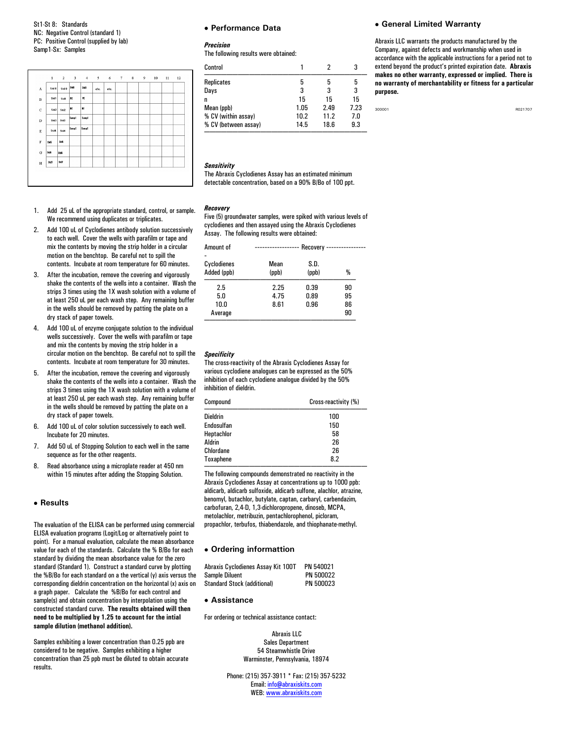St1-St 8: Standards
NC: Negative Control (standard 1)
PC: Positive Control (supplied by lab)
Samp1-Sx: Samples

| | 1 | 2 | 3 | 4 | 5 | 6 | 7 | 8 | 9 | 10 | 11 | 12 |
|---|---|---|---|---|---|---|---|---|---|---|---|---|
| A | Std 0 | Std 0 | Std0 | Std0 | etc. | etc. | | | | | | |
| B | Std1 | Std1 | PC | PC | | | | | | | | |
| C | Std2 | Std2 | NC | NC | | | | | | | | |
| D | Std3 | Std3 | Samp1 | Samp1 | | | | | | | | |
| E | Std4 | Std4 | Samp2 | Samp2 | | | | | | | | |
| F | Std5 | Std5 | | | | | | | | | | |
| G | Std6 | Std6 | | | | | | | | | | |
| H | Std7 | Std7 | | | | | | | | | | |

1. Add 25 uL of the appropriate standard, control, or sample. We recommend using duplicates or triplicates.
2. Add 100 uL of Cyclodienes antibody solution successively to each well. Cover the wells with parafilm or tape and mix the contents by moving the strip holder in a circular motion on the benchtop. Be careful not to spill the contents. Incubate at room temperature for 60 minutes.
3. After the incubation, remove the covering and vigorously shake the contents of the wells into a container. Wash the strips 3 times using the 1X wash solution with a volume of at least 250 uL per each wash step. Any remaining buffer in the wells should be removed by patting the plate on a dry stack of paper towels.
4. Add 100 uL of enzyme conjugate solution to the individual wells successively. Cover the wells with parafilm or tape and mix the contents by moving the strip holder in a circular motion on the benchtop. Be careful not to spill the contents. Incubate at room temperature for 30 minutes.
5. After the incubation, remove the covering and vigorously shake the contents of the wells into a container. Wash the strips 3 times using the 1X wash solution with a volume of at least 250 uL per each wash step. Any remaining buffer in the wells should be removed by patting the plate on a dry stack of paper towels.
6. Add 100 uL of color solution successively to each well. Incubate for 20 minutes.
7. Add 50 uL of Stopping Solution to each well in the same sequence as for the other reagents.
8. Read absorbance using a microplate reader at 450 nm within 15 minutes after adding the Stopping Solution.

## • Results

The evaluation of the ELISA can be performed using commercial ELISA evaluation programs (Logit/Log or alternatively point to point). For a manual evaluation, calculate the mean absorbance value for each of the standards. Calculate the % B/Bo for each standard by dividing the mean absorbance value for the zero standard (Standard 1). Construct a standard curve by plotting the %B/Bo for each standard on a the vertical (y) axis versus the corresponding dieldrin concentration on the horizontal (x) axis on a graph paper. Calculate the %B/Bo for each control and sample(s) and obtain concentration by interpolation using the constructed standard curve. **The results obtained will then need to be multiplied by 1.25 to account for the intial sample dilution (methanol addition).**

Samples exhibiting a lower concentration than 0.25 ppb are considered to be negative. Samples exhibiting a higher concentration than 25 ppb must be diluted to obtain accurate results.

## • Performance Data

***Precision***

The following results were obtained:

| Control | 1 | 2 | 3 |
|---|---|---|---|
| Replicates | 5 | 5 | 5 |
| Days | 3 | 3 | 3 |
| n | 15 | 15 | 15 |
| Mean (ppb) | 1.05 | 2.49 | 7.23 |
| % CV (within assay) | 10.2 | 11.2 | 7.0 |
| % CV (between assay) | 14.5 | 18.6 | 9.3 |

***Sensitivity***

The Abraxis Cyclodienes Assay has an estimated minimum detectable concentration, based on a 90% B/Bo of 100 ppt.

***Recovery***

Five (5) groundwater samples, were spiked with various levels of cyclodienes and then assayed using the Abraxis Cyclodienes Assay. The following results were obtained:

| Amount of Cyclodienes Added (ppb) | Recovery Mean (ppb) | S.D. (ppb) | % |
|---|---|---|---|
| 2.5 | 2.25 | 0.39 | 90 |
| 5.0 | 4.75 | 0.89 | 95 |
| 10.0 | 8.61 | 0.96 | 86 |
| Average | | | 90 |

***Specificity***

The cross-reactivity of the Abraxis Cyclodienes Assay for various cyclodiene analogues can be expressed as the 50% inhibition of each cyclodiene analogue divided by the 50% inhibition of dieldrin.

| Compound | Cross-reactivity (%) |
|---|---|
| Dieldrin | 100 |
| Endosulfan | 150 |
| Heptachlor | 58 |
| Aldrin | 26 |
| Chlordane | 26 |
| Toxaphene | 8.2 |

The following compounds demonstrated no reactivity in the Abraxis Cyclodienes Assay at concentrations up to 1000 ppb: aldicarb, aldicarb sulfoxide, aldicarb sulfone, alachlor, atrazine, benomyl, butachlor, butylate, captan, carbaryl, carbendazim, carbofuran, 2,4-D, 1,3-dichloropropene, dinoseb, MCPA, metolachlor, metribuzin, pentachlorophenol, picloram, propachlor, terbufos, thiabendazole, and thiophanate-methyl.

## • Ordering informattion

| | |
|---|---|
| Abraxis Cyclodienes Assay Kit 100T | PN 540021 |
| Sample Diluent | PN 500022 |
| Standard Stock (additional) | PN 500023 |

## • Assistance

For ordering or technical assistance contact:

Abraxis LLC
Sales Department
54 Steamwhistle Drive
Warminster, Pennsylvania, 18974

Phone: (215) 357-3911 * Fax: (215) 357-5232
Email: info@abraxiskits.com
WEB: www.abraxiskits.com

## • General Limited Warranty

Abraxis LLC warrants the products manufactured by the Company, against defects and workmanship when used in accordance with the applicable instructions for a period not to extend beyond the product's printed expiration date. **Abraxis makes no other warranty, expressed or implied. There is no warranty of merchantability or fitness for a particular purpose.**

300001 R021707